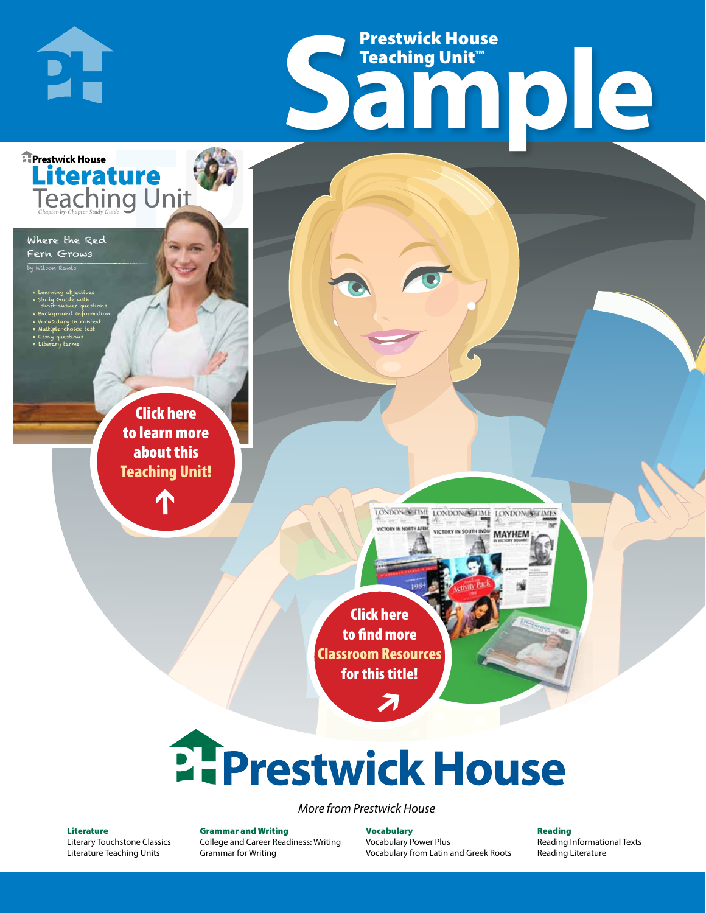# Prestwick House Teaching Unit™ Sample

Prestwick House

# Literature Teaching Unit

Chapter-by-Chapter Study Guide

## Where the Red Fern Grows

by Wilson Rawls

- Learning objectives
- Study Guide with short-answer questions
- Background information
- Vocabulary in context
- Multiple-choice test
- Essay questions
- Literary terms

**Click here to learn more about this Teaching Unit!**

**Click here to find more Classroom Resources for this title!**

# Prestwick House

*More from Prestwick House*

**Literature**
Literary Touchstone Classics
Literature Teaching Units

**Grammar and Writing**
College and Career Readiness: Writing
Grammar for Writing

**Vocabulary**
Vocabulary Power Plus
Vocabulary from Latin and Greek Roots

**Reading**
Reading Informational Texts
Reading Literature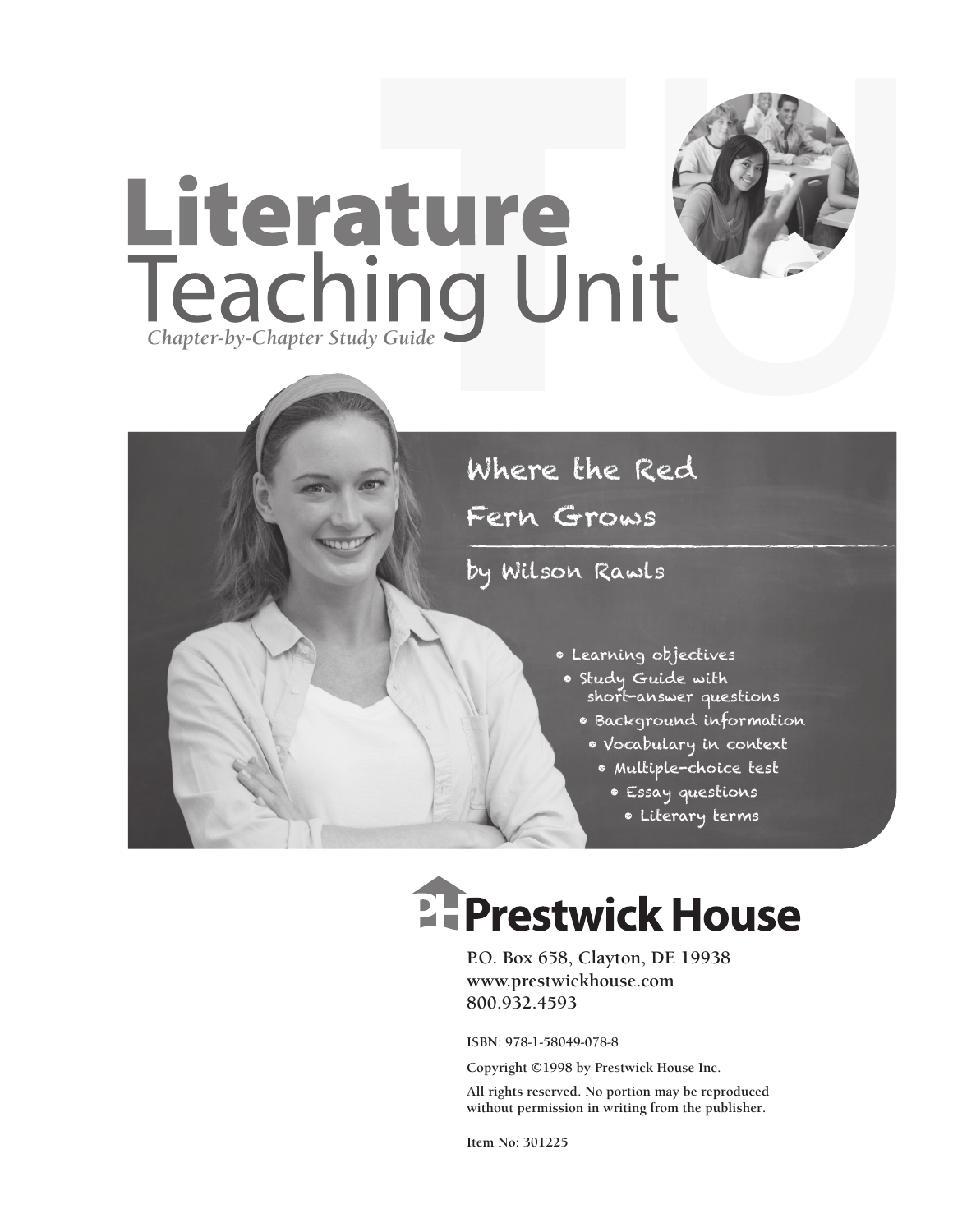# Literature Teaching Unit

*Chapter-by-Chapter Study Guide*

## Where the Red Fern Grows

by Wilson Rawls

- Learning objectives
- Study Guide with short-answer questions
- Background information
- Vocabulary in context
- Multiple-choice test
- Essay questions
- Literary terms

**Prestwick House**

P.O. Box 658, Clayton, DE 19938
www.prestwickhouse.com
800.932.4593

ISBN: 978-1-58049-078-8

Copyright ©1998 by Prestwick House Inc.

All rights reserved. No portion may be reproduced without permission in writing from the publisher.

Item No: 301225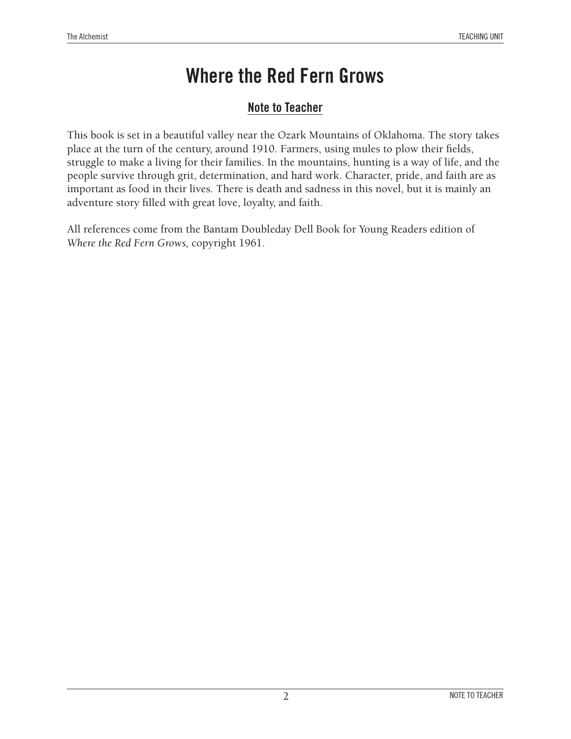# Where the Red Fern Grows

## Note to Teacher

This book is set in a beautiful valley near the Ozark Mountains of Oklahoma. The story takes place at the turn of the century, around 1910. Farmers, using mules to plow their fields, struggle to make a living for their families. In the mountains, hunting is a way of life, and the people survive through grit, determination, and hard work. Character, pride, and faith are as important as food in their lives. There is death and sadness in this novel, but it is mainly an adventure story filled with great love, loyalty, and faith.

All references come from the Bantam Doubleday Dell Book for Young Readers edition of *Where the Red Fern Grows,* copyright 1961.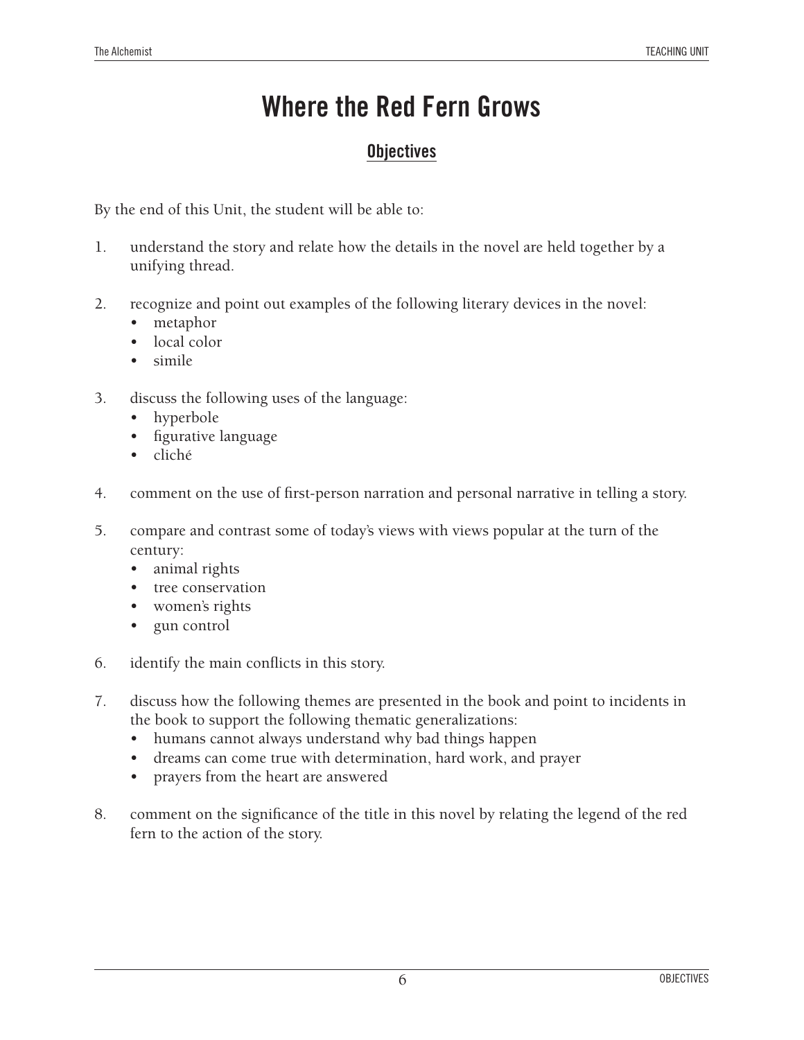# Where the Red Fern Grows

## Objectives

By the end of this Unit, the student will be able to:

1. understand the story and relate how the details in the novel are held together by a unifying thread.

2. recognize and point out examples of the following literary devices in the novel:
   - metaphor
   - local color
   - simile

3. discuss the following uses of the language:
   - hyperbole
   - figurative language
   - cliché

4. comment on the use of first-person narration and personal narrative in telling a story.

5. compare and contrast some of today's views with views popular at the turn of the century:
   - animal rights
   - tree conservation
   - women's rights
   - gun control

6. identify the main conflicts in this story.

7. discuss how the following themes are presented in the book and point to incidents in the book to support the following thematic generalizations:
   - humans cannot always understand why bad things happen
   - dreams can come true with determination, hard work, and prayer
   - prayers from the heart are answered

8. comment on the significance of the title in this novel by relating the legend of the red fern to the action of the story.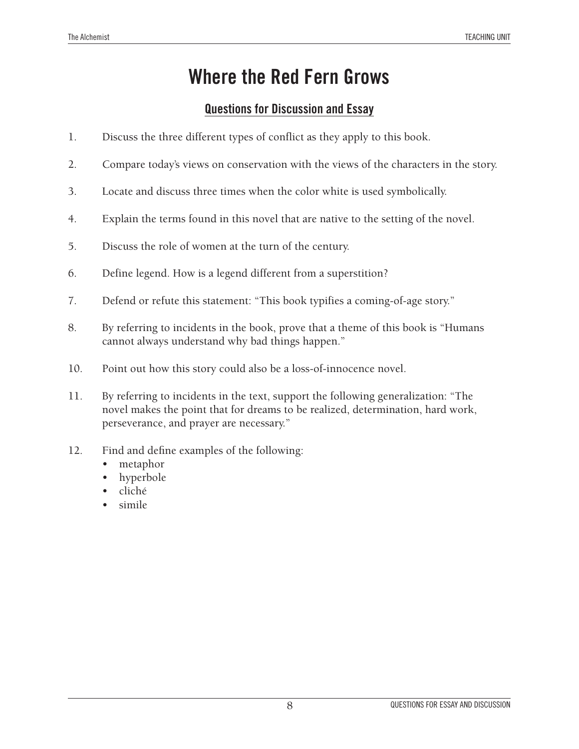# Where the Red Fern Grows

## Questions for Discussion and Essay

1. Discuss the three different types of conflict as they apply to this book.

2. Compare today's views on conservation with the views of the characters in the story.

3. Locate and discuss three times when the color white is used symbolically.

4. Explain the terms found in this novel that are native to the setting of the novel.

5. Discuss the role of women at the turn of the century.

6. Define legend. How is a legend different from a superstition?

7. Defend or refute this statement: "This book typifies a coming-of-age story."

8. By referring to incidents in the book, prove that a theme of this book is "Humans cannot always understand why bad things happen."

10. Point out how this story could also be a loss-of-innocence novel.

11. By referring to incidents in the text, support the following generalization: "The novel makes the point that for dreams to be realized, determination, hard work, perseverance, and prayer are necessary."

12. Find and define examples of the following:
    - metaphor
    - hyperbole
    - cliché
    - simile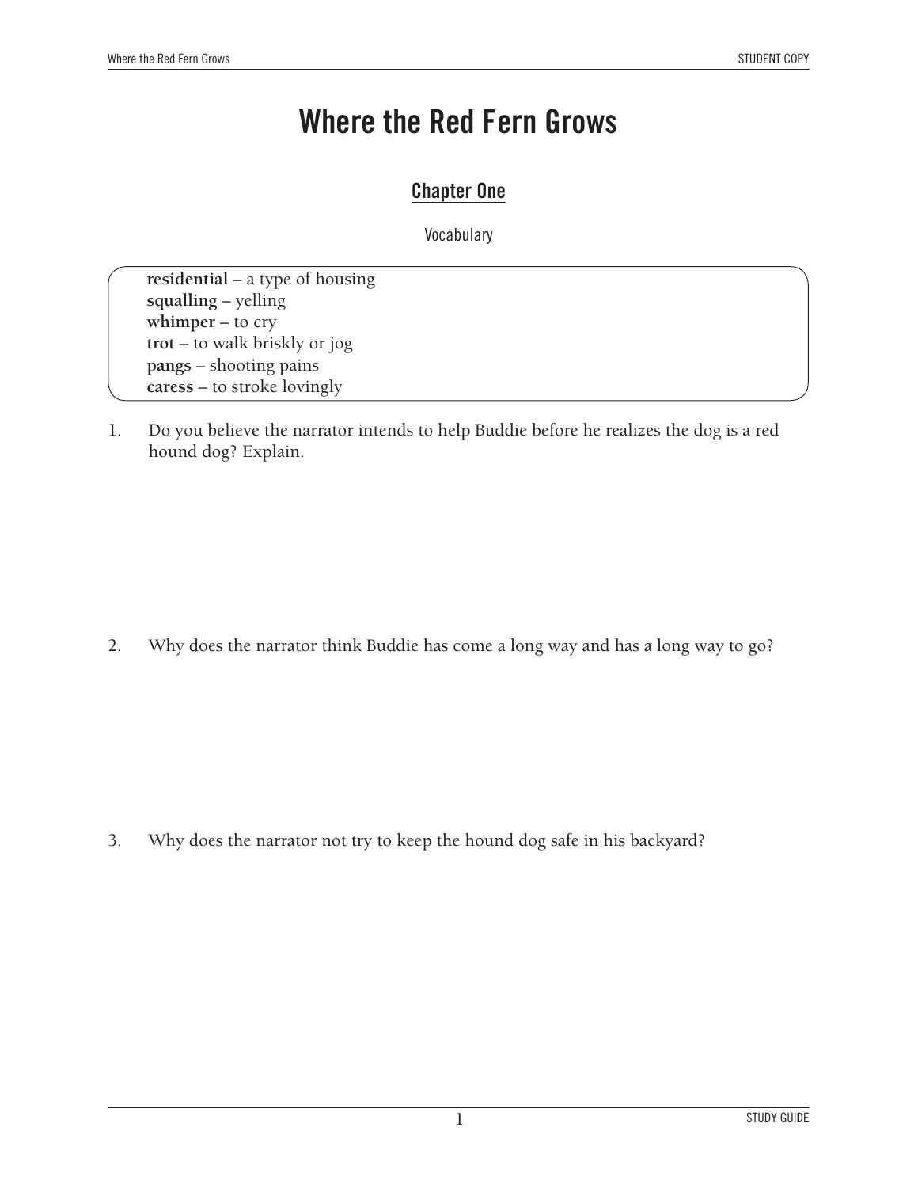# Where the Red Fern Grows

## Chapter One

Vocabulary

**residential** – a type of housing
**squalling** – yelling
**whimper** – to cry
**trot** – to walk briskly or jog
**pangs** – shooting pains
**caress** – to stroke lovingly

1. Do you believe the narrator intends to help Buddie before he realizes the dog is a red hound dog? Explain.

2. Why does the narrator think Buddie has come a long way and has a long way to go?

3. Why does the narrator not try to keep the hound dog safe in his backyard?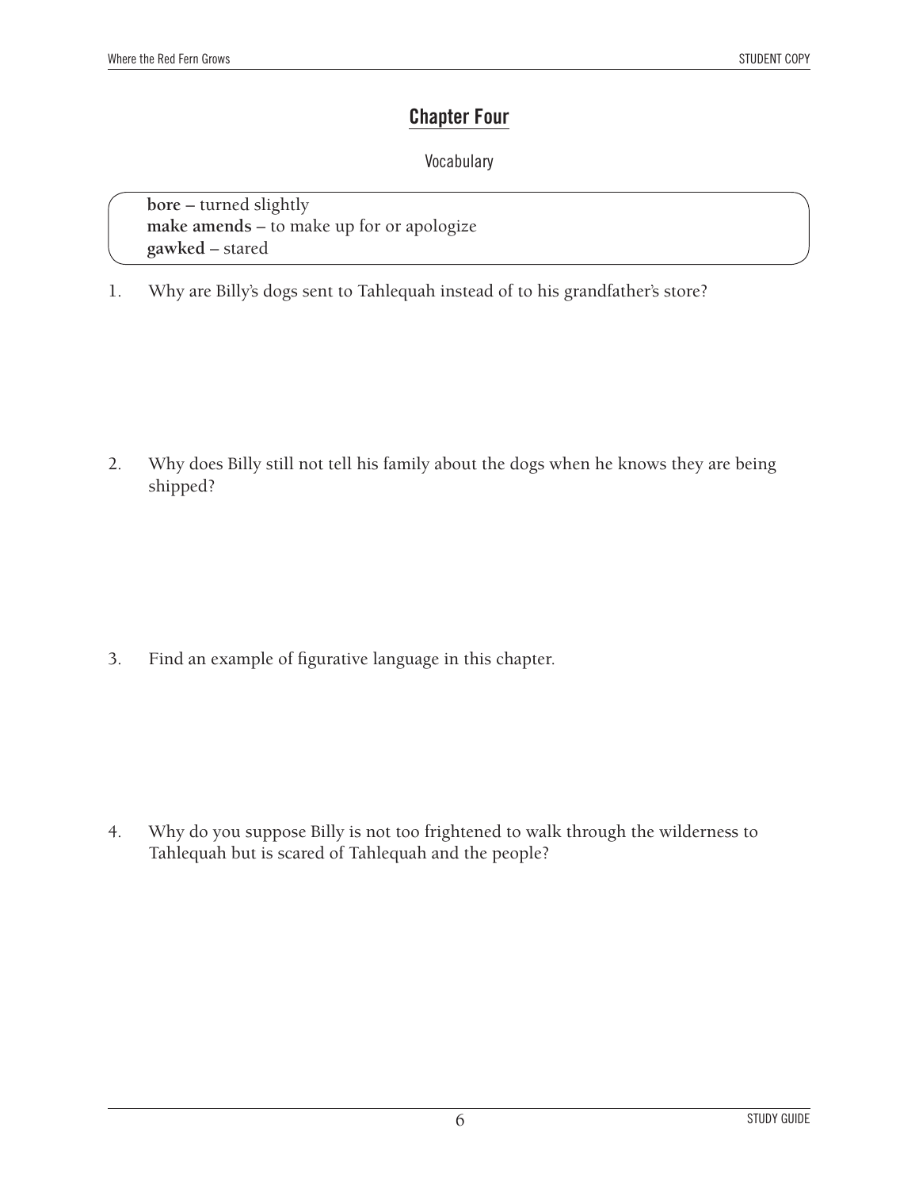## Chapter Four

Vocabulary

**bore** – turned slightly
**make amends** – to make up for or apologize
**gawked** – stared

1. Why are Billy's dogs sent to Tahlequah instead of to his grandfather's store?

2. Why does Billy still not tell his family about the dogs when he knows they are being shipped?

3. Find an example of figurative language in this chapter.

4. Why do you suppose Billy is not too frightened to walk through the wilderness to Tahlequah but is scared of Tahlequah and the people?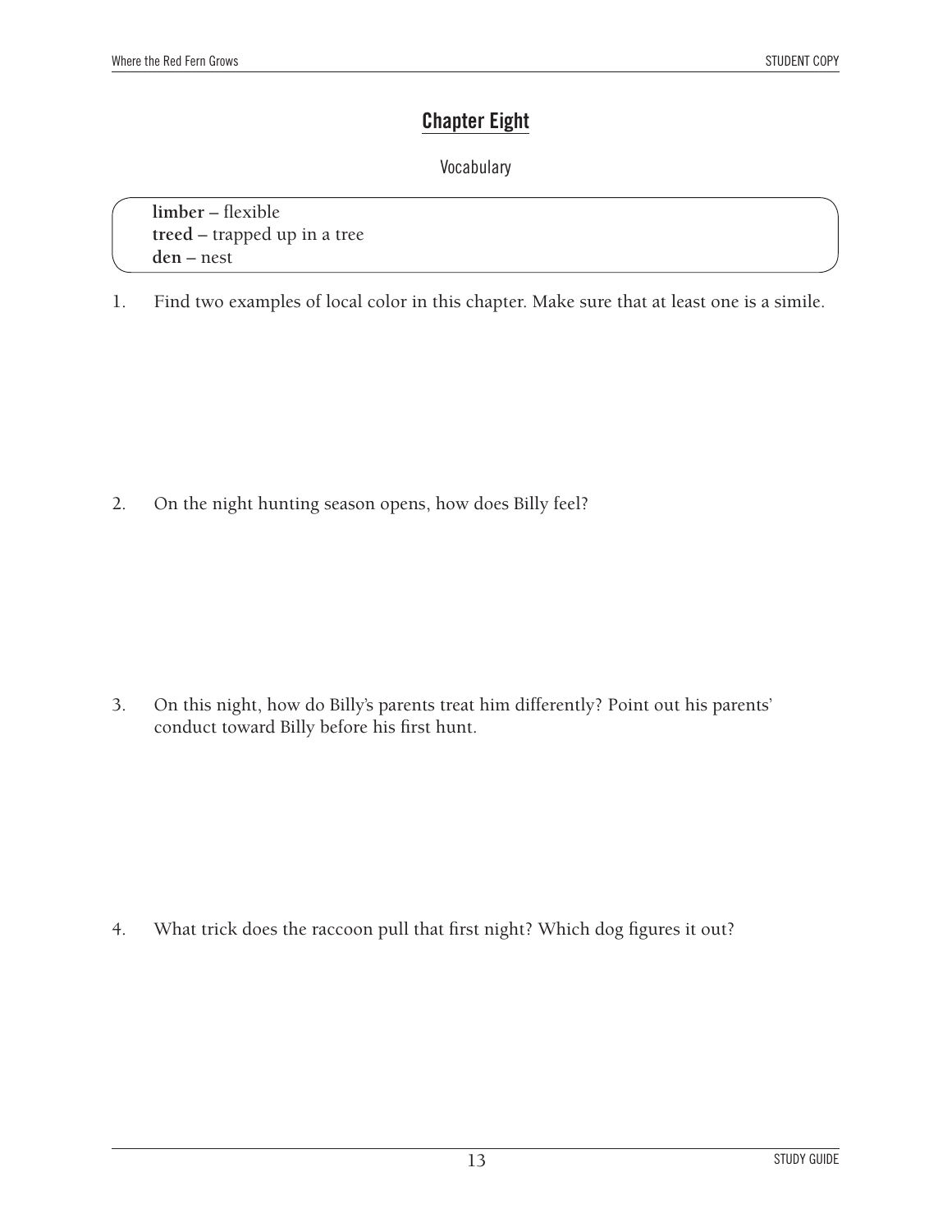## Chapter Eight

Vocabulary

**limber** – flexible
**treed** – trapped up in a tree
**den** – nest

1. Find two examples of local color in this chapter. Make sure that at least one is a simile.

2. On the night hunting season opens, how does Billy feel?

3. On this night, how do Billy's parents treat him differently? Point out his parents' conduct toward Billy before his first hunt.

4. What trick does the raccoon pull that first night? Which dog figures it out?